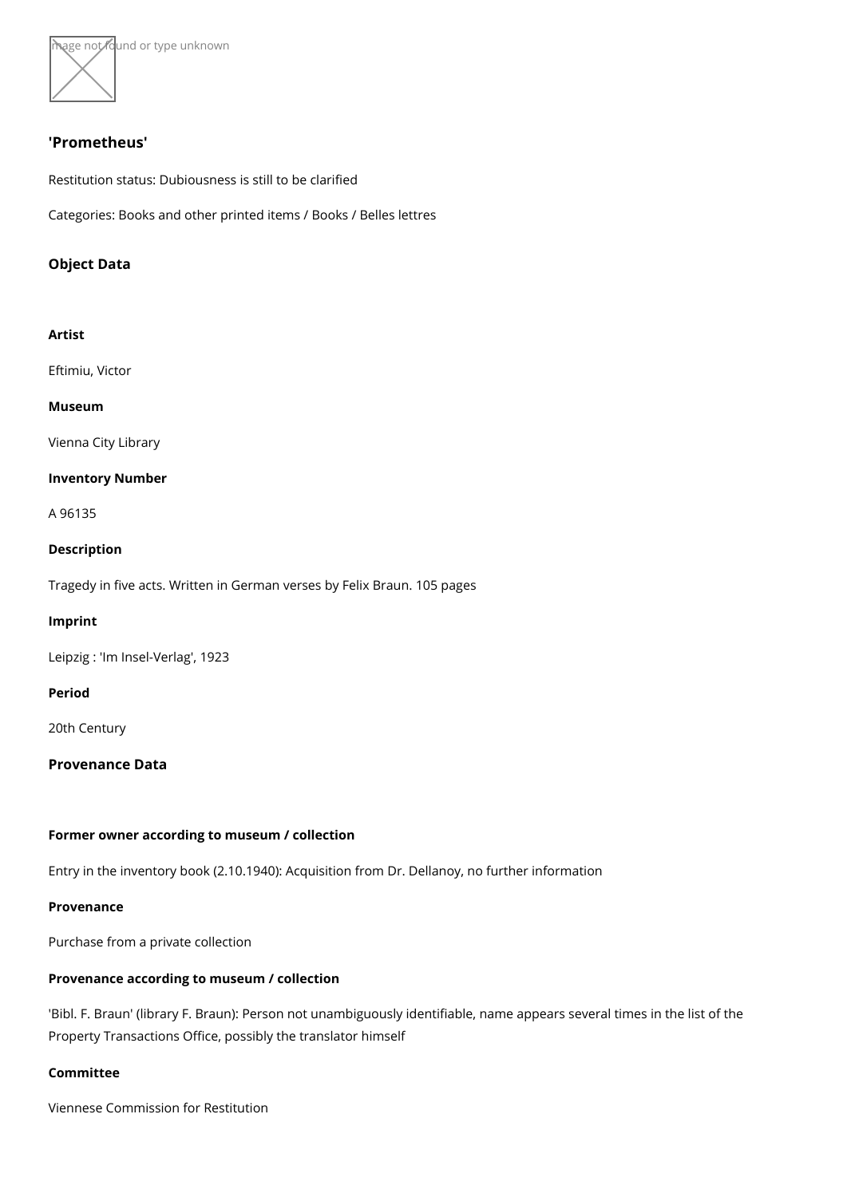## 'Prometheus'

Restitution status: Dubiousness is still to be clarified

Categories: Books and other printed items / Books / Belles lettres

### Object Data

#### Artist

Eftimiu, Victor

#### Museum

Vienna City Library

#### Inventory Number

A 96135

#### Description

Tragedy in five acts. Written in German verses by Felix Braun. 105 pages

#### Imprint

Leipzig : 'Im Insel-Verlag', 1923

#### Period

20th Century

### Provenance Data

#### Former owner according to museum / collection

Entry in the inventory book (2.10.1940): Acquisition from Dr. Dellanoy, no further information

#### Provenance

Purchase from a private collection

#### Provenance according to museum / collection

'Bibl. F. Braun' (library F. Braun): Person not unambiguously identifiable, name appears several times in the list of the Property Transactions Office, possibly the translator himself

#### Committee

Viennese Commission for Restitution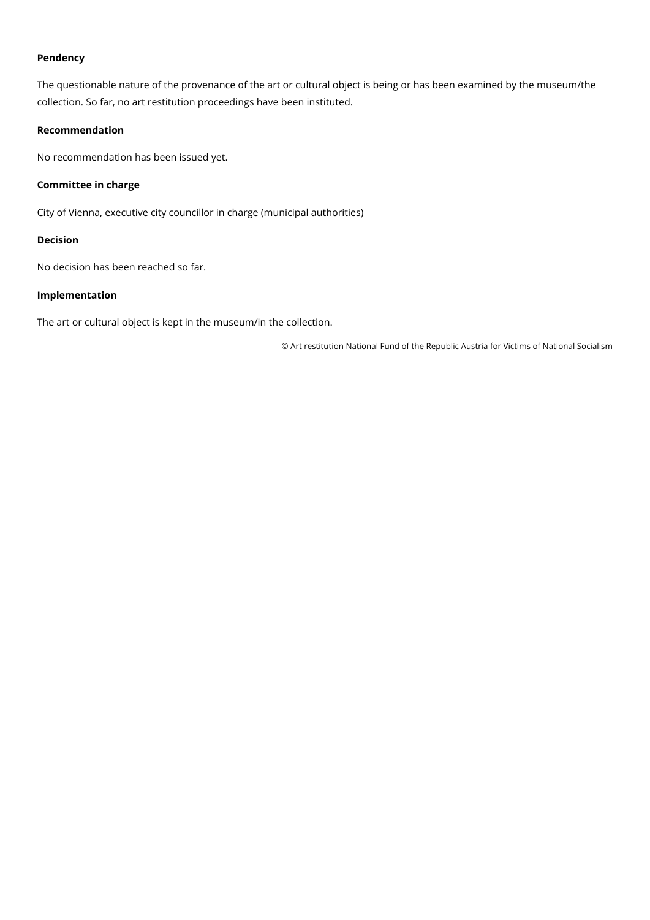**Pendency**

The questionable nature of the provenance of the art or cultural object is being or has been examined by the museum/the collection. So far, no art restitution proceedings have been instituted.

**Recommendation**

No recommendation has been issued yet.

**Committee in charge**

City of Vienna, executive city councillor in charge (municipal authorities)

**Decision**

No decision has been reached so far.

**Implementation**

The art or cultural object is kept in the museum/in the collection.

© Art restitution National Fund of the Republic Austria for Victims of National Socialism